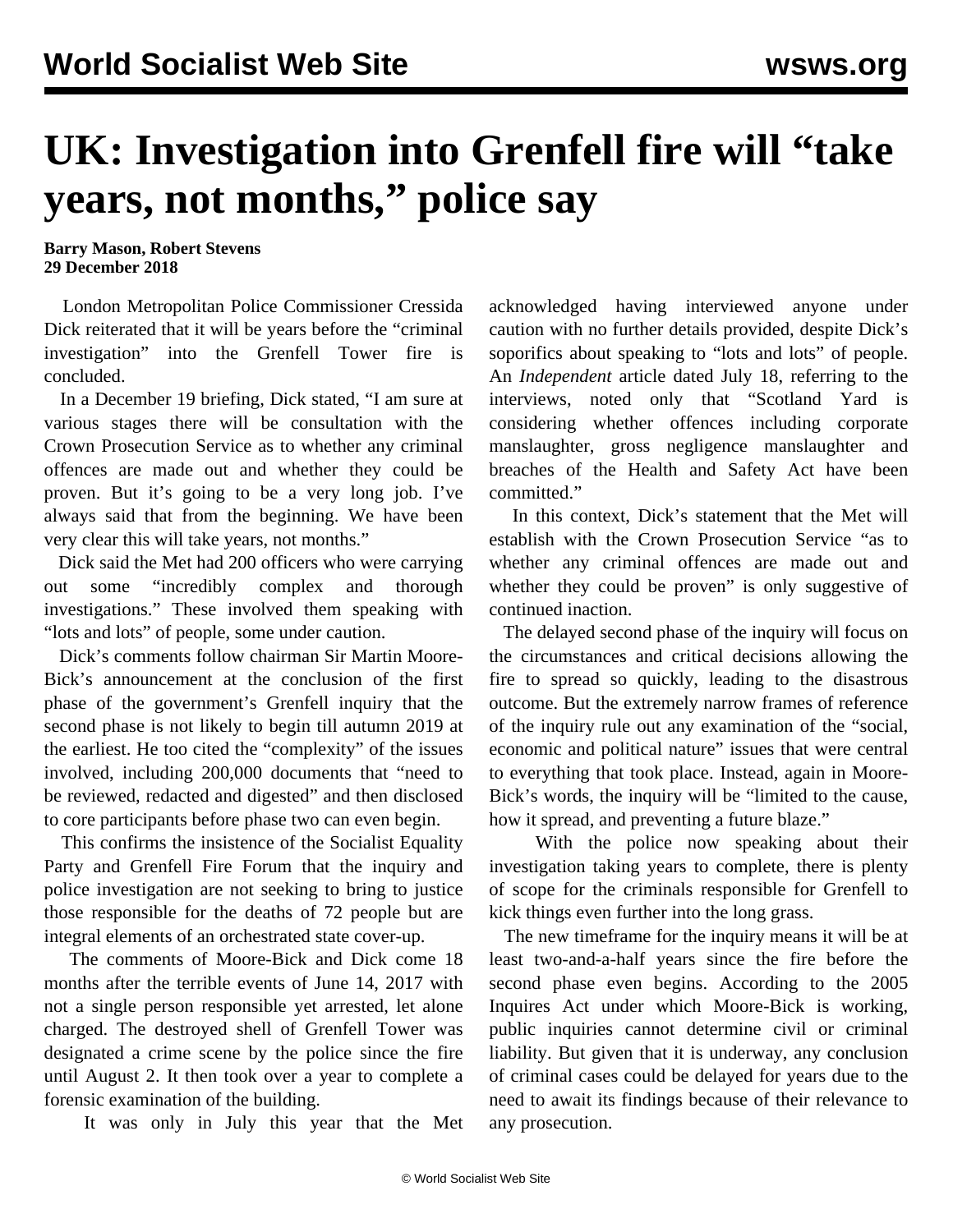# UK: Investigation into Grenfell fire will "take years, not months," police say

**Barry Mason, Robert Stevens**
**29 December 2018**

London Metropolitan Police Commissioner Cressida Dick reiterated that it will be years before the "criminal investigation" into the Grenfell Tower fire is concluded.

In a December 19 briefing, Dick stated, "I am sure at various stages there will be consultation with the Crown Prosecution Service as to whether any criminal offences are made out and whether they could be proven. But it's going to be a very long job. I've always said that from the beginning. We have been very clear this will take years, not months."

Dick said the Met had 200 officers who were carrying out some "incredibly complex and thorough investigations." These involved them speaking with "lots and lots" of people, some under caution.

Dick's comments follow chairman Sir Martin Moore-Bick's announcement at the conclusion of the first phase of the government's Grenfell inquiry that the second phase is not likely to begin till autumn 2019 at the earliest. He too cited the "complexity" of the issues involved, including 200,000 documents that "need to be reviewed, redacted and digested" and then disclosed to core participants before phase two can even begin.

This confirms the insistence of the Socialist Equality Party and Grenfell Fire Forum that the inquiry and police investigation are not seeking to bring to justice those responsible for the deaths of 72 people but are integral elements of an orchestrated state cover-up.

The comments of Moore-Bick and Dick come 18 months after the terrible events of June 14, 2017 with not a single person responsible yet arrested, let alone charged. The destroyed shell of Grenfell Tower was designated a crime scene by the police since the fire until August 2. It then took over a year to complete a forensic examination of the building.

It was only in July this year that the Met acknowledged having interviewed anyone under caution with no further details provided, despite Dick's soporifics about speaking to "lots and lots" of people. An *Independent* article dated July 18, referring to the interviews, noted only that "Scotland Yard is considering whether offences including corporate manslaughter, gross negligence manslaughter and breaches of the Health and Safety Act have been committed."

In this context, Dick's statement that the Met will establish with the Crown Prosecution Service "as to whether any criminal offences are made out and whether they could be proven" is only suggestive of continued inaction.

The delayed second phase of the inquiry will focus on the circumstances and critical decisions allowing the fire to spread so quickly, leading to the disastrous outcome. But the extremely narrow frames of reference of the inquiry rule out any examination of the "social, economic and political nature" issues that were central to everything that took place. Instead, again in Moore-Bick's words, the inquiry will be "limited to the cause, how it spread, and preventing a future blaze."

With the police now speaking about their investigation taking years to complete, there is plenty of scope for the criminals responsible for Grenfell to kick things even further into the long grass.

The new timeframe for the inquiry means it will be at least two-and-a-half years since the fire before the second phase even begins. According to the 2005 Inquires Act under which Moore-Bick is working, public inquiries cannot determine civil or criminal liability. But given that it is underway, any conclusion of criminal cases could be delayed for years due to the need to await its findings because of their relevance to any prosecution.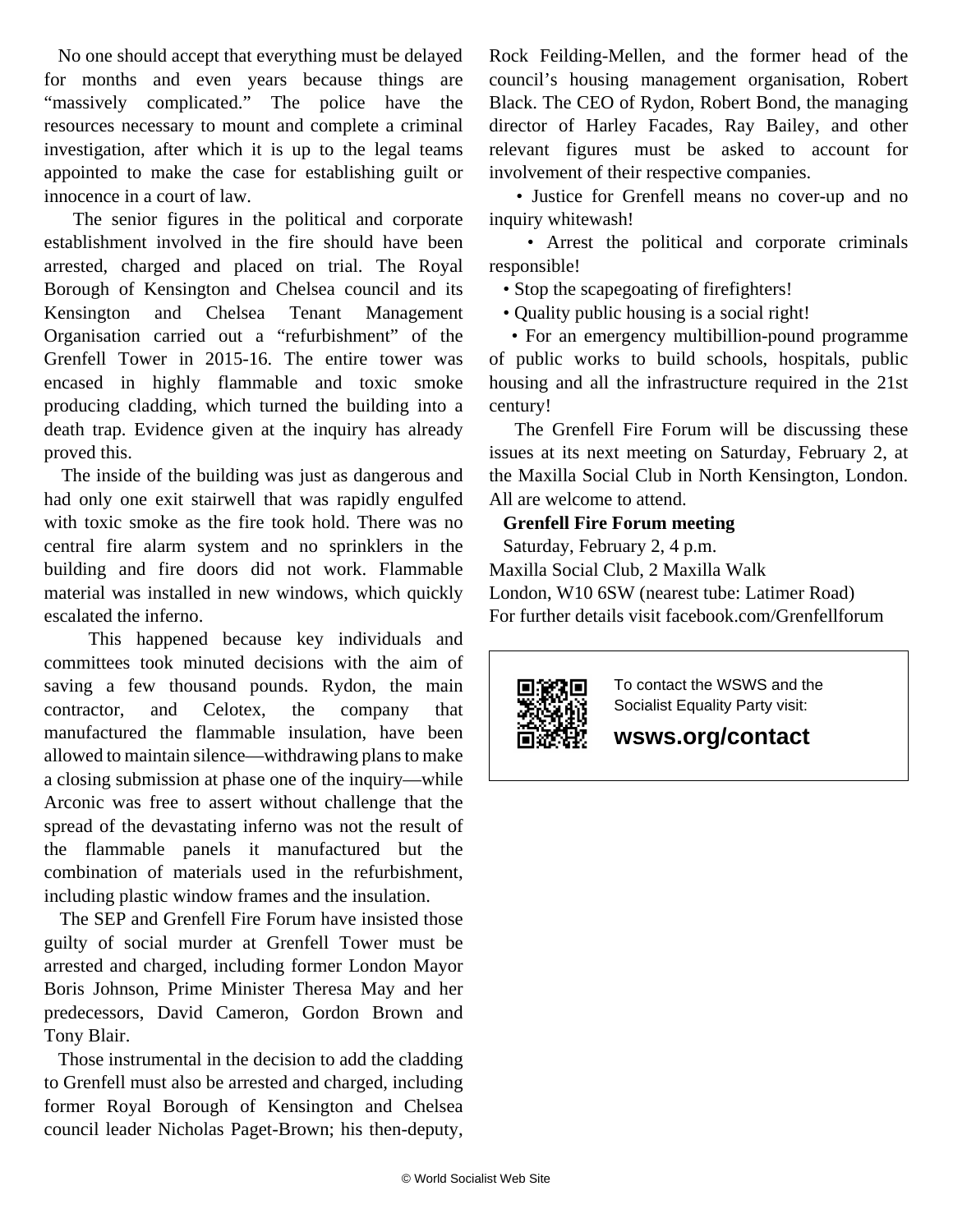No one should accept that everything must be delayed for months and even years because things are "massively complicated." The police have the resources necessary to mount and complete a criminal investigation, after which it is up to the legal teams appointed to make the case for establishing guilt or innocence in a court of law.

The senior figures in the political and corporate establishment involved in the fire should have been arrested, charged and placed on trial. The Royal Borough of Kensington and Chelsea council and its Kensington and Chelsea Tenant Management Organisation carried out a "refurbishment" of the Grenfell Tower in 2015-16. The entire tower was encased in highly flammable and toxic smoke producing cladding, which turned the building into a death trap. Evidence given at the inquiry has already proved this.

The inside of the building was just as dangerous and had only one exit stairwell that was rapidly engulfed with toxic smoke as the fire took hold. There was no central fire alarm system and no sprinklers in the building and fire doors did not work. Flammable material was installed in new windows, which quickly escalated the inferno.

This happened because key individuals and committees took minuted decisions with the aim of saving a few thousand pounds. Rydon, the main contractor, and Celotex, the company that manufactured the flammable insulation, have been allowed to maintain silence—withdrawing plans to make a closing submission at phase one of the inquiry—while Arconic was free to assert without challenge that the spread of the devastating inferno was not the result of the flammable panels it manufactured but the combination of materials used in the refurbishment, including plastic window frames and the insulation.

The SEP and Grenfell Fire Forum have insisted those guilty of social murder at Grenfell Tower must be arrested and charged, including former London Mayor Boris Johnson, Prime Minister Theresa May and her predecessors, David Cameron, Gordon Brown and Tony Blair.

Those instrumental in the decision to add the cladding to Grenfell must also be arrested and charged, including former Royal Borough of Kensington and Chelsea council leader Nicholas Paget-Brown; his then-deputy, Rock Feilding-Mellen, and the former head of the council's housing management organisation, Robert Black. The CEO of Rydon, Robert Bond, the managing director of Harley Facades, Ray Bailey, and other relevant figures must be asked to account for involvement of their respective companies.

- Justice for Grenfell means no cover-up and no inquiry whitewash!
- Arrest the political and corporate criminals responsible!
- Stop the scapegoating of firefighters!
- Quality public housing is a social right!
- For an emergency multibillion-pound programme of public works to build schools, hospitals, public housing and all the infrastructure required in the 21st century!

The Grenfell Fire Forum will be discussing these issues at its next meeting on Saturday, February 2, at the Maxilla Social Club in North Kensington, London. All are welcome to attend.

**Grenfell Fire Forum meeting**

Saturday, February 2, 4 p.m.
Maxilla Social Club, 2 Maxilla Walk
London, W10 6SW (nearest tube: Latimer Road)
For further details visit facebook.com/Grenfellforum

To contact the WSWS and the Socialist Equality Party visit:

**wsws.org/contact**

© World Socialist Web Site